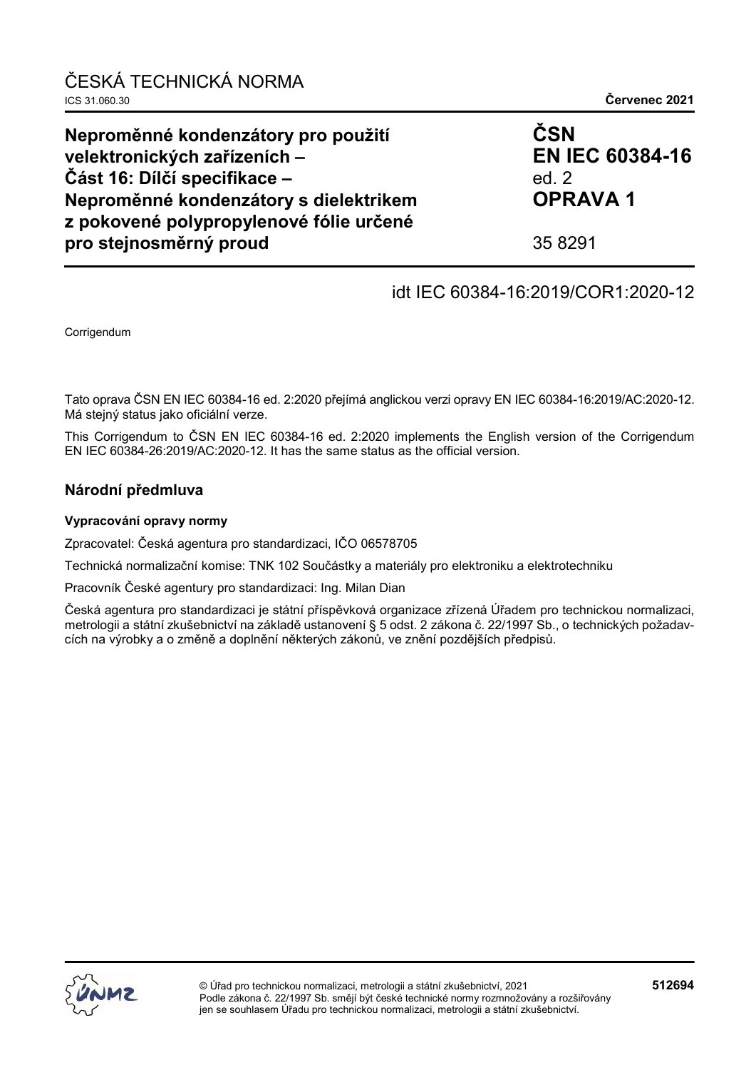ČESKÁ TECHNICKÁ NORMA

ICS 31.060.30 **Červenec 2021**

# Neproměnné kondenzátory pro použití velektronických zařízeních – Část 16: Dílčí specifikace – Neproměnné kondenzátory s dielektrikem z pokovené polypropylenové fólie určené pro stejnosměrný proud

**ČSN EN IEC 60384-16** ed. 2 **OPRAVA 1**

35 8291

idt IEC 60384-16:2019/COR1:2020-12

Corrigendum

Tato oprava ČSN EN IEC 60384-16 ed. 2:2020 přejímá anglickou verzi opravy EN IEC 60384-16:2019/AC:2020-12. Má stejný status jako oficiální verze.

This Corrigendum to ČSN EN IEC 60384-16 ed. 2:2020 implements the English version of the Corrigendum EN IEC 60384-26:2019/AC:2020-12. It has the same status as the official version.

## Národní předmluva

### Vypracování opravy normy

Zpracovatel: Česká agentura pro standardizaci, IČO 06578705

Technická normalizační komise: TNK 102 Součástky a materiály pro elektroniku a elektrotechniku

Pracovník České agentury pro standardizaci: Ing. Milan Dian

Česká agentura pro standardizaci je státní příspěvková organizace zřízená Úřadem pro technickou normalizaci, metrologii a státní zkušebnictví na základě ustanovení § 5 odst. 2 zákona č. 22/1997 Sb., o technických požadavcích na výrobky a o změně a doplnění některých zákonů, ve znění pozdějších předpisů.

© Úřad pro technickou normalizaci, metrologii a státní zkušebnictví, 2021
Podle zákona č. 22/1997 Sb. smějí být české technické normy rozmnožovány a rozšiřovány jen se souhlasem Úřadu pro technickou normalizaci, metrologii a státní zkušebnictví.

512694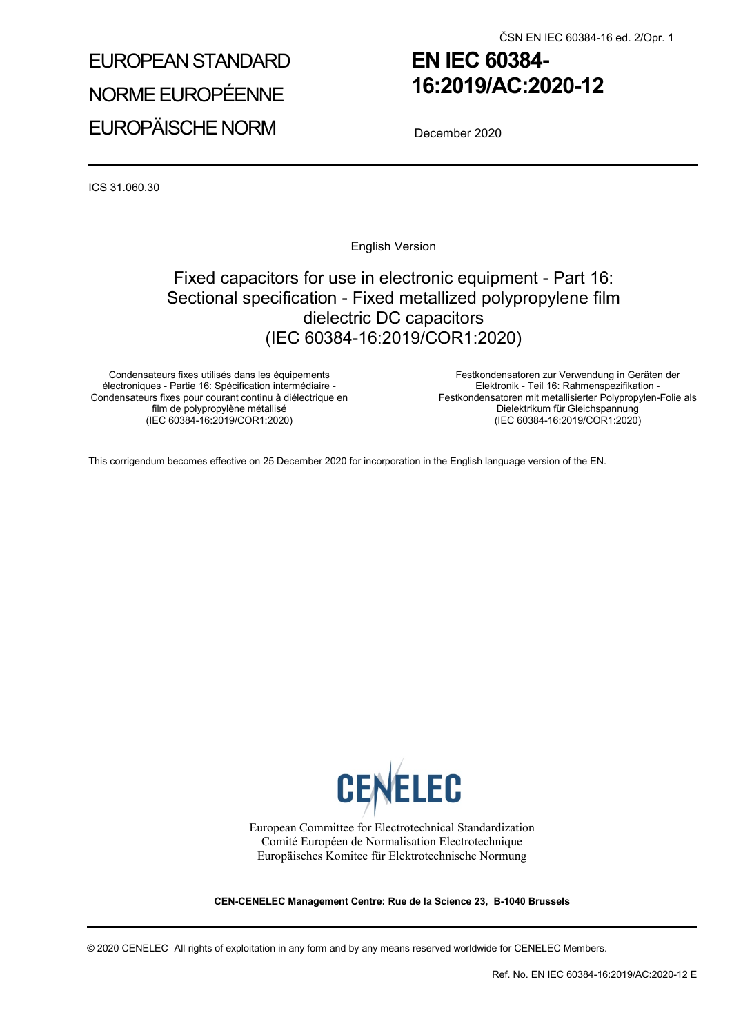ČSN EN IEC 60384-16 ed. 2/Opr. 1

EUROPEAN STANDARD

NORME EUROPÉENNE

EUROPÄISCHE NORM

# EN IEC 60384-16:2019/AC:2020-12

December 2020

ICS 31.060.30

English Version

## Fixed capacitors for use in electronic equipment - Part 16: Sectional specification - Fixed metallized polypropylene film dielectric DC capacitors (IEC 60384-16:2019/COR1:2020)

Condensateurs fixes utilisés dans les équipements électroniques - Partie 16: Spécification intermédiaire - Condensateurs fixes pour courant continu à diélectrique en film de polypropylène métallisé
(IEC 60384-16:2019/COR1:2020)

Festkondensatoren zur Verwendung in Geräten der Elektronik - Teil 16: Rahmenspezifikation - Festkondensatoren mit metallisierter Polypropylen-Folie als Dielektrikum für Gleichspannung
(IEC 60384-16:2019/COR1:2020)

This corrigendum becomes effective on 25 December 2020 for incorporation in the English language version of the EN.

CENELEC

European Committee for Electrotechnical Standardization
Comité Européen de Normalisation Electrotechnique
Europäisches Komitee für Elektrotechnische Normung

**CEN-CENELEC Management Centre: Rue de la Science 23, B-1040 Brussels**

© 2020 CENELEC All rights of exploitation in any form and by any means reserved worldwide for CENELEC Members.

Ref. No. EN IEC 60384-16:2019/AC:2020-12 E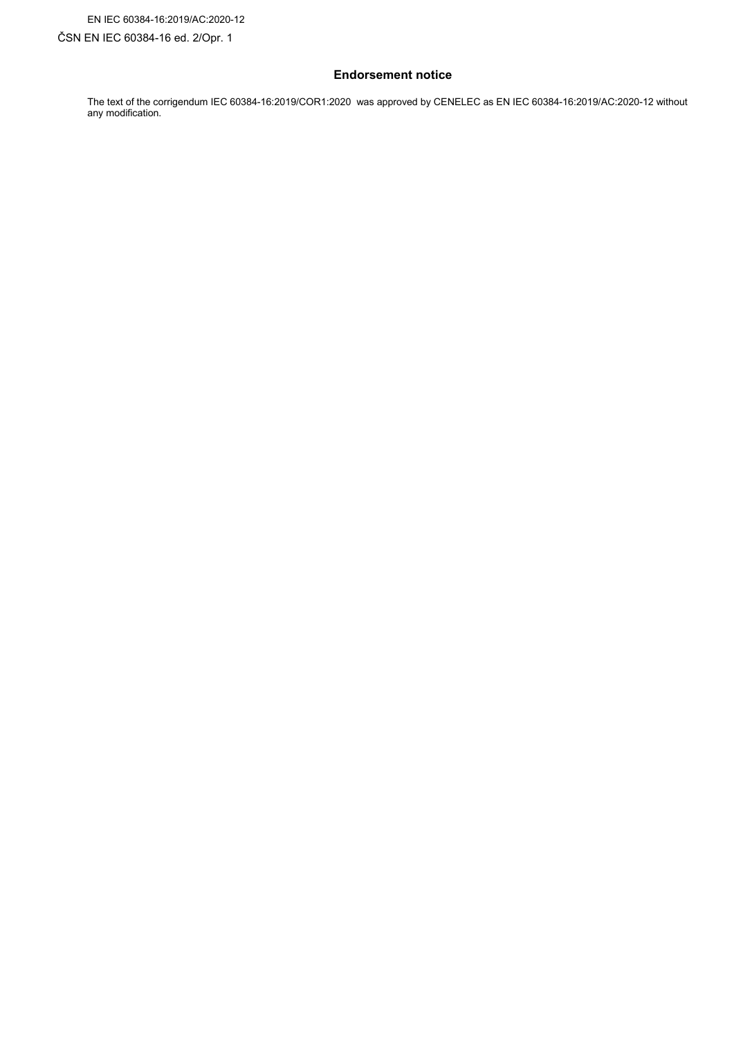## Endorsement notice

The text of the corrigendum IEC 60384-16:2019/COR1:2020 was approved by CENELEC as EN IEC 60384-16:2019/AC:2020-12 without any modification.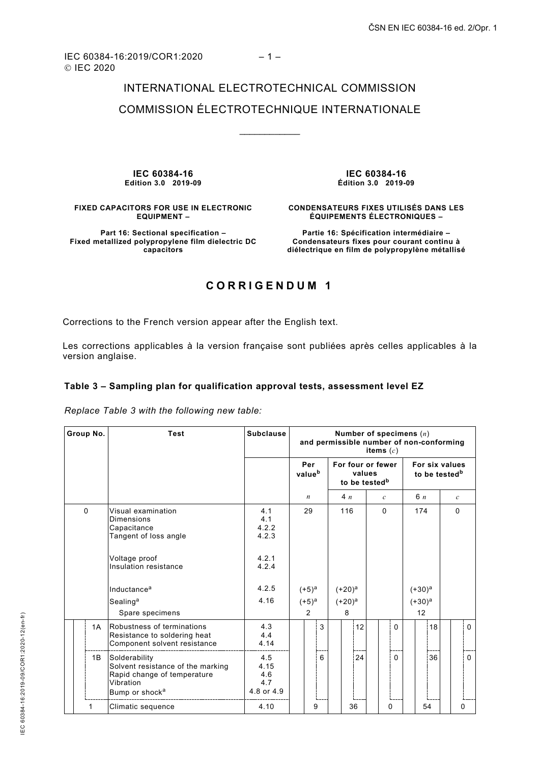INTERNATIONAL ELECTROTECHNICAL COMMISSION

COMMISSION ÉLECTROTECHNIQUE INTERNATIONALE

___________

| **IEC 60384-16**<br>**Edition 3.0 2019-09** | **IEC 60384-16**<br>**Édition 3.0 2019-09** |
|---|---|
| **FIXED CAPACITORS FOR USE IN ELECTRONIC EQUIPMENT –** | **CONDENSATEURS FIXES UTILISÉS DANS LES ÉQUIPEMENTS ÉLECTRONIQUES –** |
| **Part 16: Sectional specification – Fixed metallized polypropylene film dielectric DC capacitors** | **Partie 16: Spécification intermédiaire – Condensateurs fixes pour courant continu à diélectrique en film de polypropylène métallisé** |

# CORRIGENDUM 1

Corrections to the French version appear after the English text.

Les corrections applicables à la version française sont publiées après celles applicables à la version anglaise.

### Table 3 – Sampling plan for qualification approval tests, assessment level EZ

*Replace Table 3 with the following new table:*

| Group No. | Test | Subclause | Number of specimens ($n$) and permissible number of non-conforming items ($c$) | | | | |
|---|---|---|---|---|---|---|---|
| | | | Per value[b] | For four or fewer values to be tested[b] | | For six values to be tested[b] | |
| | | | $n$ | 4 $n$ | $c$ | 6 $n$ | $c$ |
| 0 | Visual examination<br>Dimensions<br>Capacitance<br>Tangent of loss angle<br><br>Voltage proof<br>Insulation resistance<br><br>Inductance[a]<br>Sealing[a]<br>Spare specimens | 4.1<br>4.1<br>4.2.2<br>4.2.3<br><br>4.2.1<br>4.2.4<br><br>4.2.5<br>4.16 | 29<br><br><br><br><br><br><br>(+5)[a]<br>(+5)[a]<br>2 | 116<br><br><br><br><br><br><br>(+20)[a]<br>(+20)[a]<br>8 | 0 | 174<br><br><br><br><br><br><br>(+30)[a]<br><br>12 | 0 |
| 1A | Robustness of terminations<br>Resistance to soldering heat<br>Component solvent resistance | 4.3<br>4.4<br>4.14 | 3 | 12 | 0 | 18 | 0 |
| 1B | Solderability<br>Solvent resistance of the marking<br>Rapid change of temperature<br>Vibration<br>Bump or shock[a] | 4.5<br>4.15<br>4.6<br>4.7<br>4.8 or 4.9 | 6 | 24 | 0 | 36 | 0 |
| 1 | Climatic sequence | 4.10 | 9 | 36 | 0 | 54 | 0 |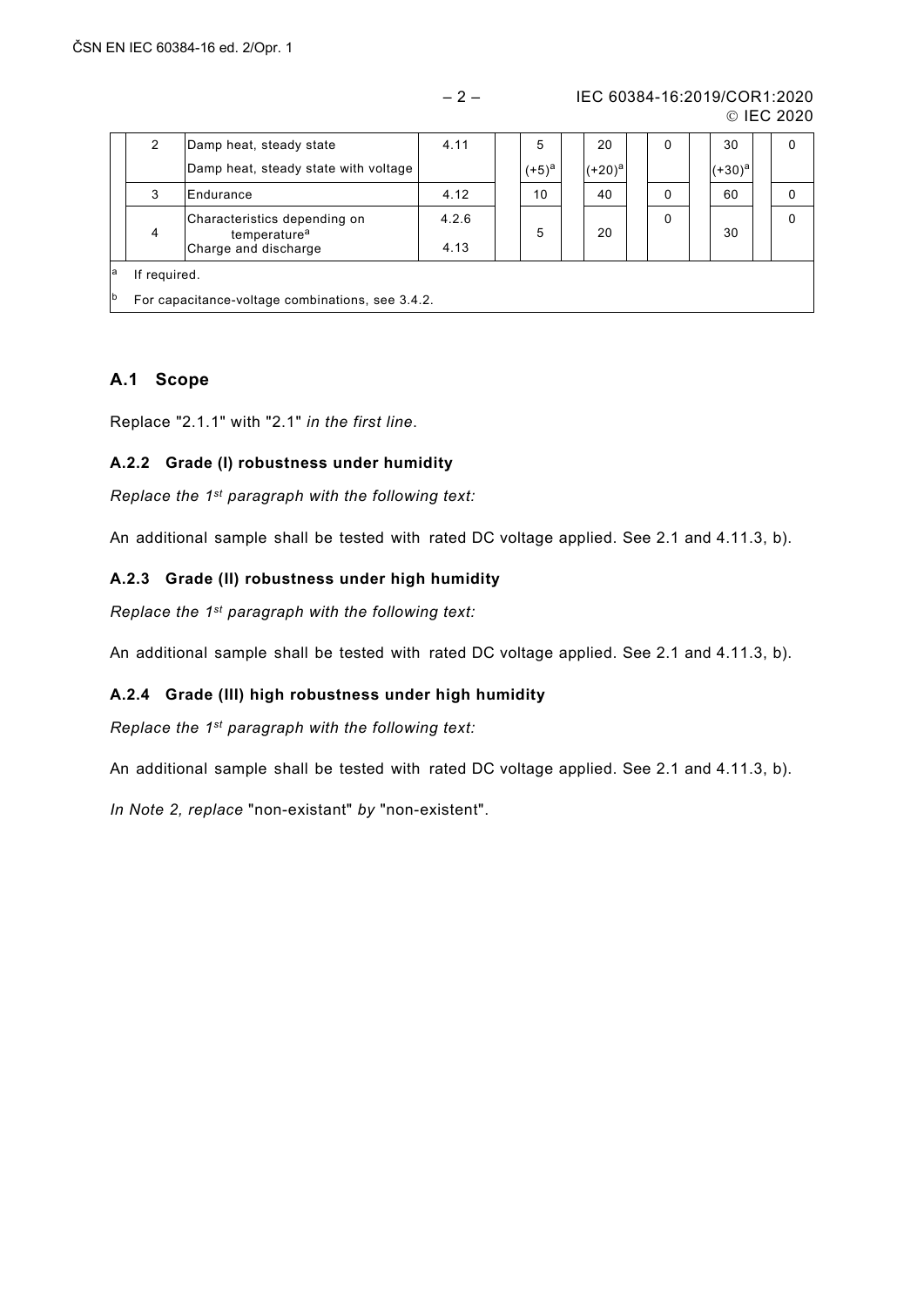| | | | | | | | | | | | |
|---|---|---|---|---|---|---|---|---|---|---|---|
| | 2 | Damp heat, steady state<br>Damp heat, steady state with voltage | 4.11 | | 5<br>(+5)[a] | | 20<br>(+20)[a] | 0 | | 30<br>(+30)[a] | 0 |
| | 3 | Endurance | 4.12 | | 10 | | 40 | 0 | | 60 | 0 |
| | 4 | Characteristics depending on temperature[a]<br>Charge and discharge | 4.2.6<br>4.13 | | 5 | | 20 | 0 | | 30 | 0 |

[a] If required.

[b] For capacitance-voltage combinations, see 3.4.2.

## A.1 Scope

Replace "2.1.1" with "2.1" *in the first line*.

### A.2.2 Grade (I) robustness under humidity

*Replace the 1st paragraph with the following text:*

An additional sample shall be tested with rated DC voltage applied. See 2.1 and 4.11.3, b).

### A.2.3 Grade (II) robustness under high humidity

*Replace the 1st paragraph with the following text:*

An additional sample shall be tested with rated DC voltage applied. See 2.1 and 4.11.3, b).

### A.2.4 Grade (III) high robustness under high humidity

*Replace the 1st paragraph with the following text:*

An additional sample shall be tested with rated DC voltage applied. See 2.1 and 4.11.3, b).

*In Note 2, replace* "non-existant" *by* "non-existent".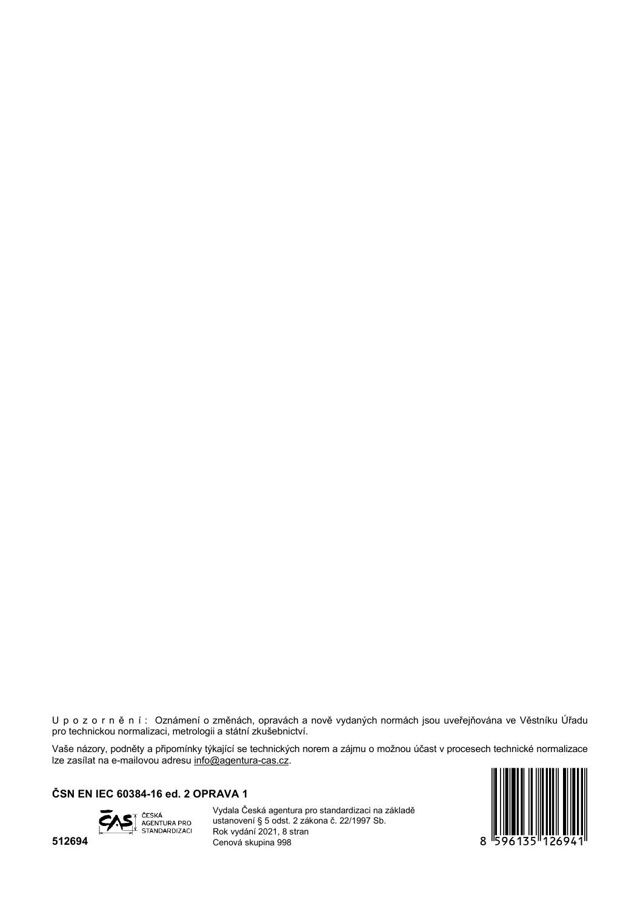U p o z o r n ě n í : Oznámení o změnách, opravách a nově vydaných normách jsou uveřejňována ve Věstníku Úřadu pro technickou normalizaci, metrologii a státní zkušebnictví.

Vaše názory, podněty a připomínky týkající se technických norem a zájmu o možnou účast v procesech technické normalizace lze zasílat na e-mailovou adresu info@agentura-cas.cz.

**ČSN EN IEC 60384-16 ed. 2 OPRAVA 1**

ČESKÁ AGENTURA PRO STANDARDIZACI

Vydala Česká agentura pro standardizaci na základě ustanovení § 5 odst. 2 zákona č. 22/1997 Sb.
Rok vydání 2021, 8 stran
Cenová skupina 998

**512694**

8 596135 126941